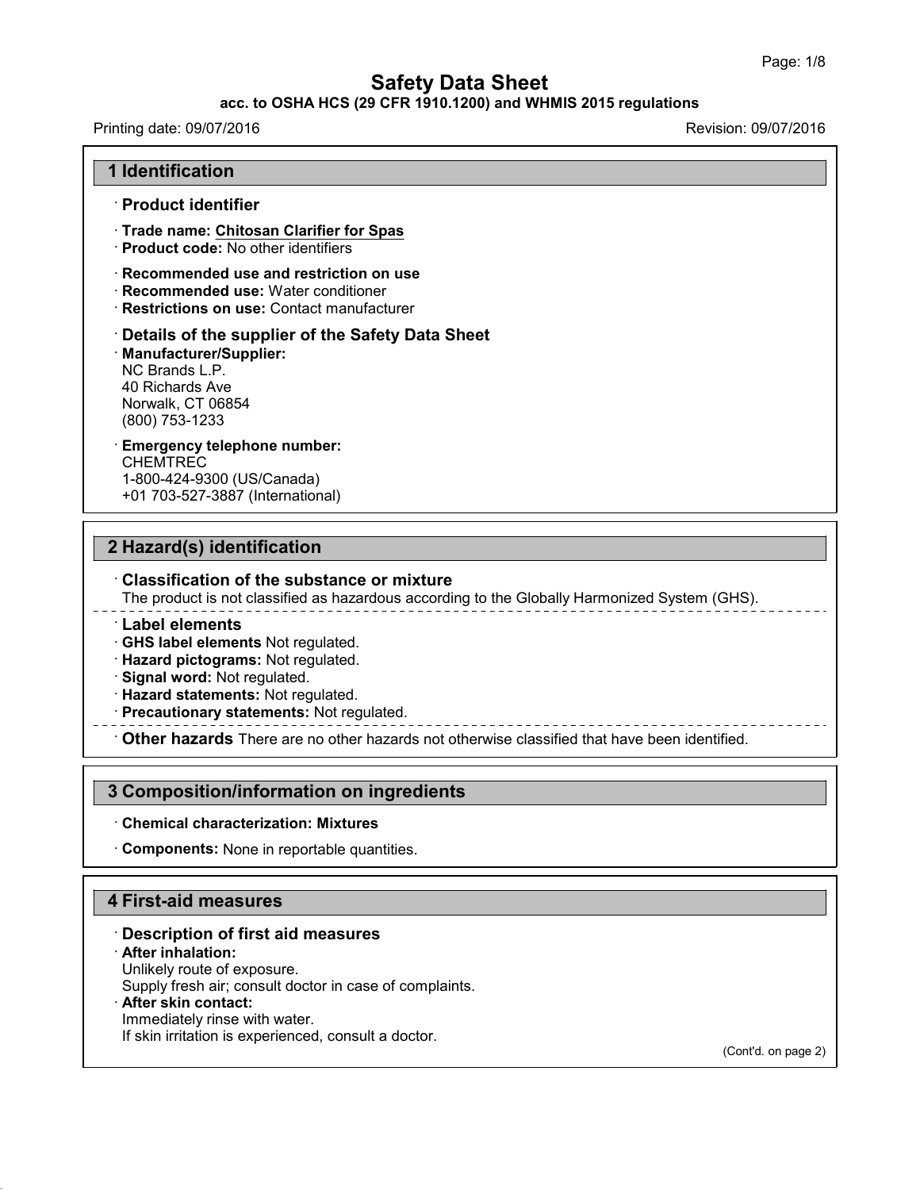# Safety Data Sheet

**acc. to OSHA HCS (29 CFR 1910.1200) and WHMIS 2015 regulations**

Printing date: 09/07/2016 Revision: 09/07/2016

## 1 Identification

- **Product identifier**
- **Trade name: Chitosan Clarifier for Spas**
- **Product code:** No other identifiers
- **Recommended use and restriction on use**
- **Recommended use:** Water conditioner
- **Restrictions on use:** Contact manufacturer
- **Details of the supplier of the Safety Data Sheet**
- **Manufacturer/Supplier:**
  NC Brands L.P.
  40 Richards Ave
  Norwalk, CT 06854
  (800) 753-1233
- **Emergency telephone number:**
  CHEMTREC
  1-800-424-9300 (US/Canada)
  +01 703-527-3887 (International)

## 2 Hazard(s) identification

- **Classification of the substance or mixture**
  The product is not classified as hazardous according to the Globally Harmonized System (GHS).

---

- **Label elements**
- **GHS label elements** Not regulated.
- **Hazard pictograms:** Not regulated.
- **Signal word:** Not regulated.
- **Hazard statements:** Not regulated.
- **Precautionary statements:** Not regulated.

---

- **Other hazards** There are no other hazards not otherwise classified that have been identified.

## 3 Composition/information on ingredients

- **Chemical characterization: Mixtures**
- **Components:** None in reportable quantities.

## 4 First-aid measures

- **Description of first aid measures**
- **After inhalation:**
  Unlikely route of exposure.
  Supply fresh air; consult doctor in case of complaints.
- **After skin contact:**
  Immediately rinse with water.
  If skin irritation is experienced, consult a doctor.

(Cont'd. on page 2)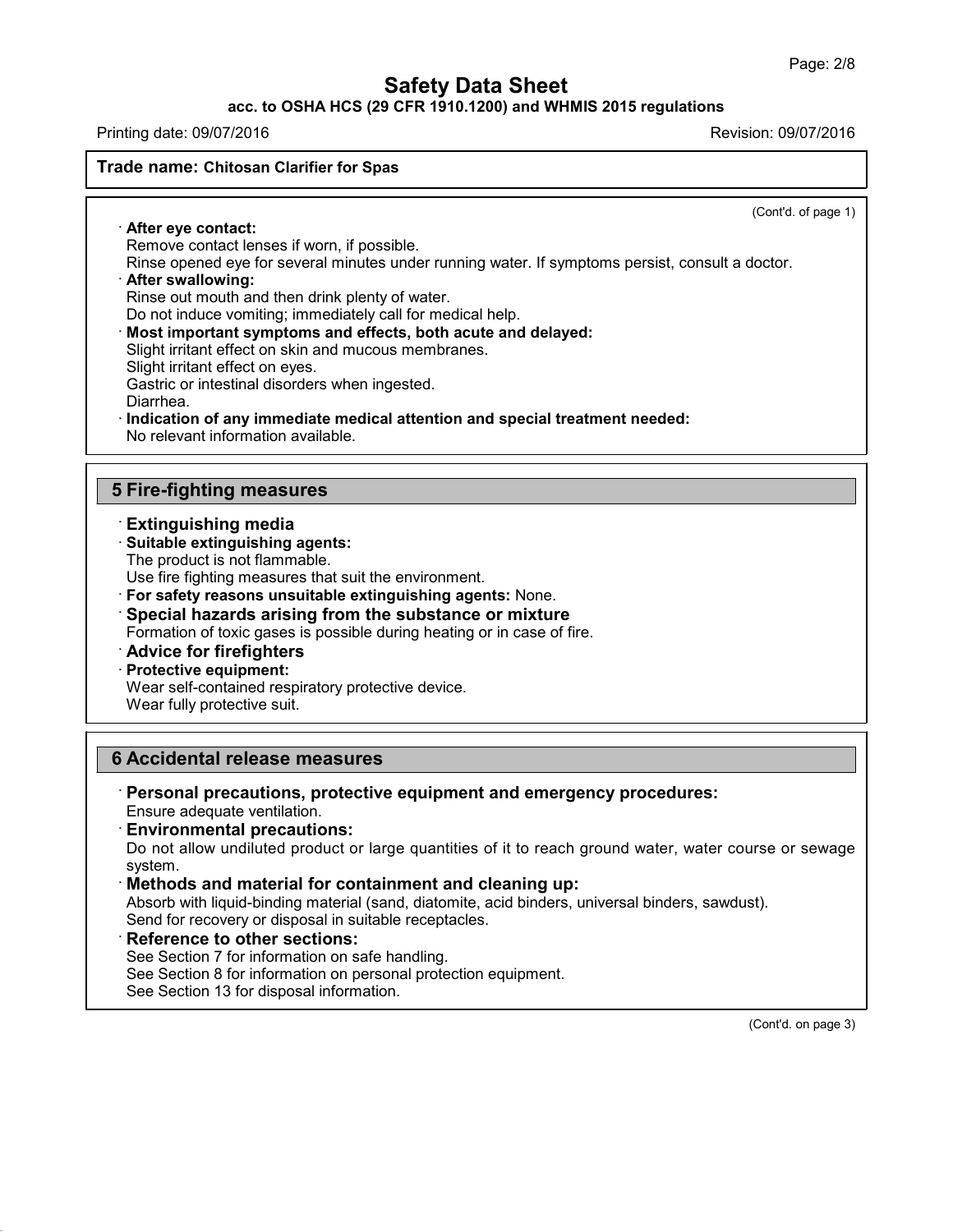**Trade name: Chitosan Clarifier for Spas**

(Cont'd. of page 1)

· **After eye contact:**
Remove contact lenses if worn, if possible.
Rinse opened eye for several minutes under running water. If symptoms persist, consult a doctor.

· **After swallowing:**
Rinse out mouth and then drink plenty of water.
Do not induce vomiting; immediately call for medical help.

· **Most important symptoms and effects, both acute and delayed:**
Slight irritant effect on skin and mucous membranes.
Slight irritant effect on eyes.
Gastric or intestinal disorders when ingested.
Diarrhea.

· **Indication of any immediate medical attention and special treatment needed:**
No relevant information available.

## 5 Fire-fighting measures

· **Extinguishing media**

· **Suitable extinguishing agents:**
The product is not flammable.
Use fire fighting measures that suit the environment.

· **For safety reasons unsuitable extinguishing agents:** None.

· **Special hazards arising from the substance or mixture**
Formation of toxic gases is possible during heating or in case of fire.

· **Advice for firefighters**

· **Protective equipment:**
Wear self-contained respiratory protective device.
Wear fully protective suit.

## 6 Accidental release measures

· **Personal precautions, protective equipment and emergency procedures:**
Ensure adequate ventilation.

· **Environmental precautions:**
Do not allow undiluted product or large quantities of it to reach ground water, water course or sewage system.

· **Methods and material for containment and cleaning up:**
Absorb with liquid-binding material (sand, diatomite, acid binders, universal binders, sawdust).
Send for recovery or disposal in suitable receptacles.

· **Reference to other sections:**
See Section 7 for information on safe handling.
See Section 8 for information on personal protection equipment.
See Section 13 for disposal information.

(Cont'd. on page 3)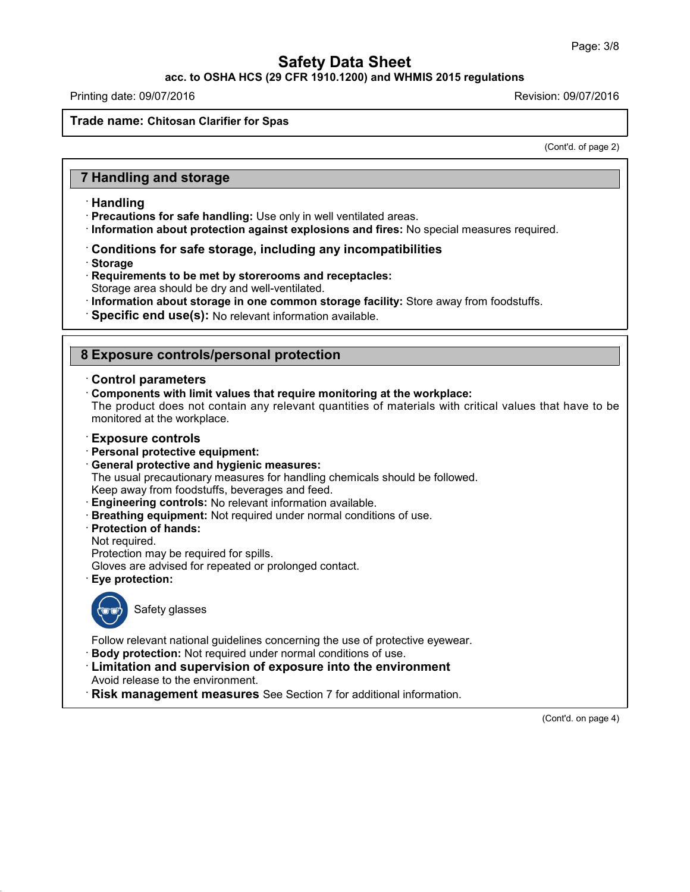Safety Data Sheet

acc. to OSHA HCS (29 CFR 1910.1200) and WHMIS 2015 regulations

Printing date: 09/07/2016 Revision: 09/07/2016

**Trade name: Chitosan Clarifier for Spas**

(Cont'd. of page 2)

## 7 Handling and storage

· **Handling**
· **Precautions for safe handling:** Use only in well ventilated areas.
· **Information about protection against explosions and fires:** No special measures required.

· **Conditions for safe storage, including any incompatibilities**
· **Storage**
· **Requirements to be met by storerooms and receptacles:**
Storage area should be dry and well-ventilated.
· **Information about storage in one common storage facility:** Store away from foodstuffs.
· **Specific end use(s):** No relevant information available.

## 8 Exposure controls/personal protection

· **Control parameters**
· **Components with limit values that require monitoring at the workplace:**
The product does not contain any relevant quantities of materials with critical values that have to be monitored at the workplace.

· **Exposure controls**
· **Personal protective equipment:**
· **General protective and hygienic measures:**
The usual precautionary measures for handling chemicals should be followed.
Keep away from foodstuffs, beverages and feed.
· **Engineering controls:** No relevant information available.
· **Breathing equipment:** Not required under normal conditions of use.
· **Protection of hands:**
Not required.
Protection may be required for spills.
Gloves are advised for repeated or prolonged contact.
· **Eye protection:**

Safety glasses

Follow relevant national guidelines concerning the use of protective eyewear.
· **Body protection:** Not required under normal conditions of use.
· **Limitation and supervision of exposure into the environment**
Avoid release to the environment.
· **Risk management measures** See Section 7 for additional information.

(Cont'd. on page 4)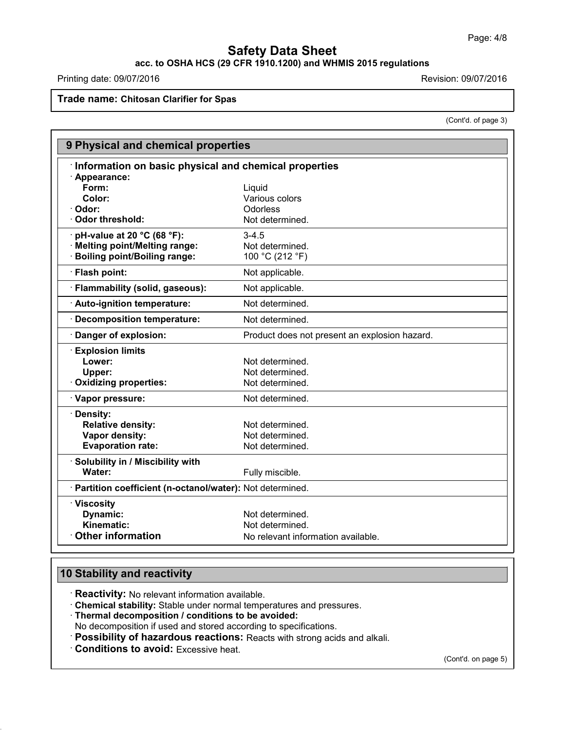**Trade name: Chitosan Clarifier for Spas**

(Cont'd. of page 3)

## 9 Physical and chemical properties

| Property | Value |
|---|---|
| **Information on basic physical and chemical properties** | |
| **Appearance:** | |
| **Form:** | Liquid |
| **Color:** | Various colors |
| **Odor:** | Odorless |
| **Odor threshold:** | Not determined. |
| **pH-value at 20 °C (68 °F):** | 3-4.5 |
| **Melting point/Melting range:** | Not determined. |
| **Boiling point/Boiling range:** | 100 °C (212 °F) |
| **Flash point:** | Not applicable. |
| **Flammability (solid, gaseous):** | Not applicable. |
| **Auto-ignition temperature:** | Not determined. |
| **Decomposition temperature:** | Not determined. |
| **Danger of explosion:** | Product does not present an explosion hazard. |
| **Explosion limits** | |
| **Lower:** | Not determined. |
| **Upper:** | Not determined. |
| **Oxidizing properties:** | Not determined. |
| **Vapor pressure:** | Not determined. |
| **Density:** | |
| **Relative density:** | Not determined. |
| **Vapor density:** | Not determined. |
| **Evaporation rate:** | Not determined. |
| **Solubility in / Miscibility with** | |
| **Water:** | Fully miscible. |
| **Partition coefficient (n-octanol/water):** | Not determined. |
| **Viscosity** | |
| **Dynamic:** | Not determined. |
| **Kinematic:** | Not determined. |
| **Other information** | No relevant information available. |

## 10 Stability and reactivity

- **Reactivity:** No relevant information available.
- **Chemical stability:** Stable under normal temperatures and pressures.
- **Thermal decomposition / conditions to be avoided:**
  No decomposition if used and stored according to specifications.
- **Possibility of hazardous reactions:** Reacts with strong acids and alkali.
- **Conditions to avoid:** Excessive heat.

(Cont'd. on page 5)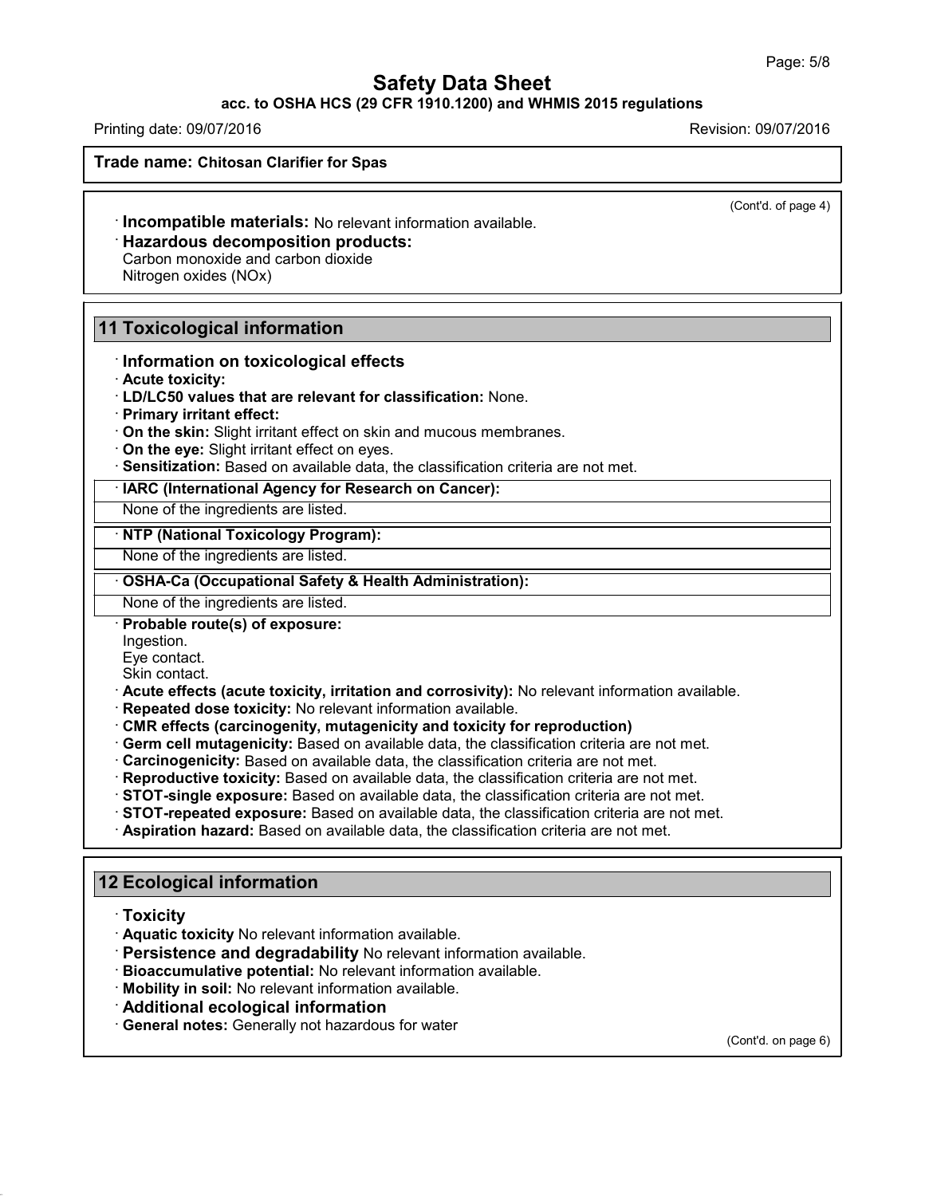(Cont'd. of page 4)

· **Incompatible materials:** No relevant information available.

· **Hazardous decomposition products:**
Carbon monoxide and carbon dioxide
Nitrogen oxides (NOx)

## 11 Toxicological information

· **Information on toxicological effects**

· **Acute toxicity:**

· **LD/LC50 values that are relevant for classification:** None.

· **Primary irritant effect:**

· **On the skin:** Slight irritant effect on skin and mucous membranes.

· **On the eye:** Slight irritant effect on eyes.

· **Sensitization:** Based on available data, the classification criteria are not met.

· **IARC (International Agency for Research on Cancer):**

None of the ingredients are listed.

· **NTP (National Toxicology Program):**

None of the ingredients are listed.

· **OSHA-Ca (Occupational Safety & Health Administration):**

None of the ingredients are listed.

· **Probable route(s) of exposure:**
Ingestion.
Eye contact.
Skin contact.

· **Acute effects (acute toxicity, irritation and corrosivity):** No relevant information available.

· **Repeated dose toxicity:** No relevant information available.

· **CMR effects (carcinogenity, mutagenicity and toxicity for reproduction)**

· **Germ cell mutagenicity:** Based on available data, the classification criteria are not met.

· **Carcinogenicity:** Based on available data, the classification criteria are not met.

· **Reproductive toxicity:** Based on available data, the classification criteria are not met.

· **STOT-single exposure:** Based on available data, the classification criteria are not met.

· **STOT-repeated exposure:** Based on available data, the classification criteria are not met.

· **Aspiration hazard:** Based on available data, the classification criteria are not met.

## 12 Ecological information

· **Toxicity**

· **Aquatic toxicity** No relevant information available.

· **Persistence and degradability** No relevant information available.

· **Bioaccumulative potential:** No relevant information available.

· **Mobility in soil:** No relevant information available.

· **Additional ecological information**

· **General notes:** Generally not hazardous for water

(Cont'd. on page 6)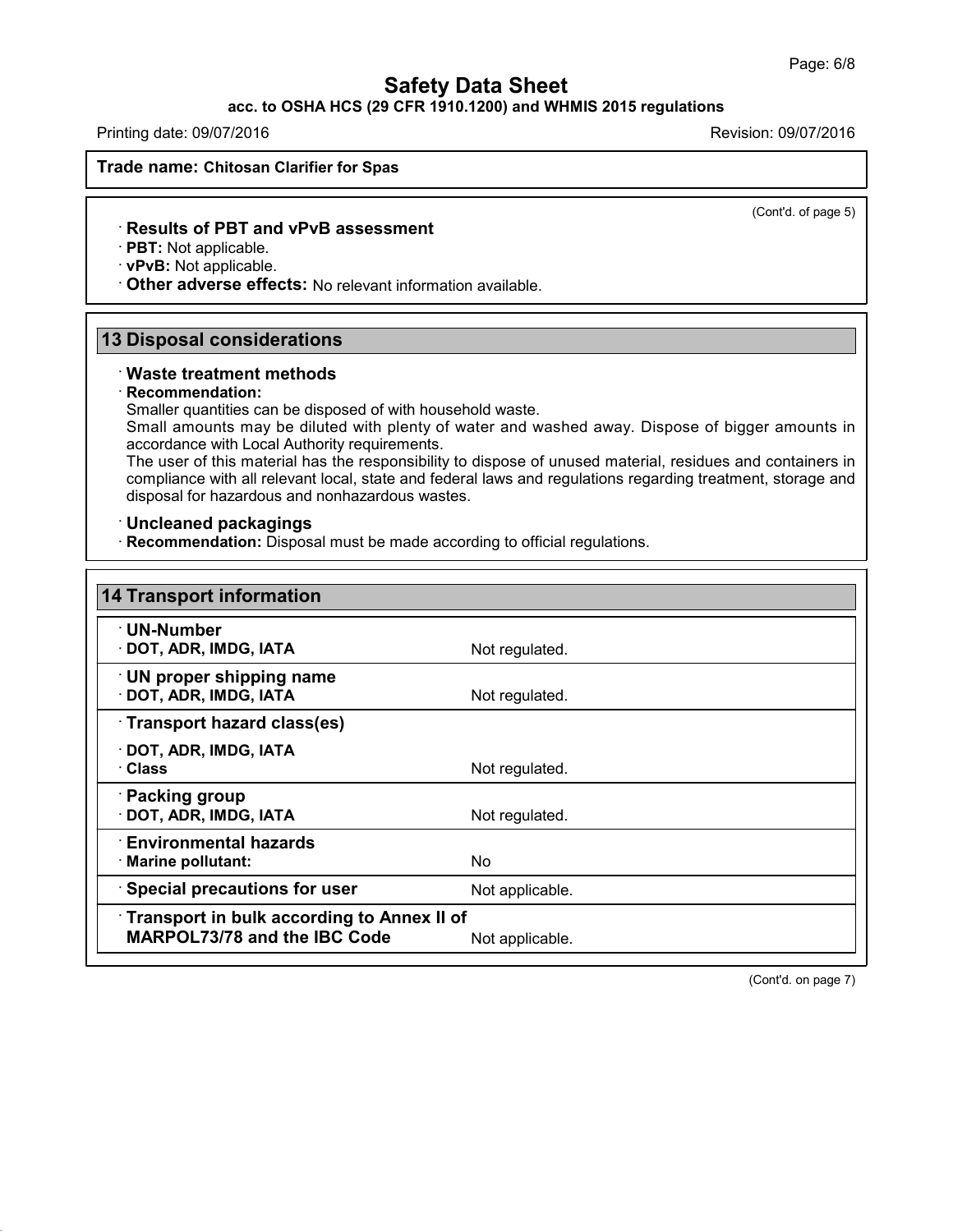**Trade name: Chitosan Clarifier for Spas**

(Cont'd. of page 5)

· **Results of PBT and vPvB assessment**
· **PBT:** Not applicable.
· **vPvB:** Not applicable.
· **Other adverse effects:** No relevant information available.

## 13 Disposal considerations

· **Waste treatment methods**
· **Recommendation:**
Smaller quantities can be disposed of with household waste.
Small amounts may be diluted with plenty of water and washed away. Dispose of bigger amounts in accordance with Local Authority requirements.
The user of this material has the responsibility to dispose of unused material, residues and containers in compliance with all relevant local, state and federal laws and regulations regarding treatment, storage and disposal for hazardous and nonhazardous wastes.

· **Uncleaned packagings**
· **Recommendation:** Disposal must be made according to official regulations.

## 14 Transport information

| | |
|---|---|
| · **UN-Number** | |
| · **DOT, ADR, IMDG, IATA** | Not regulated. |
| · **UN proper shipping name** | |
| · **DOT, ADR, IMDG, IATA** | Not regulated. |
| · **Transport hazard class(es)** | |
| · **DOT, ADR, IMDG, IATA** | |
| · **Class** | Not regulated. |
| · **Packing group** | |
| · **DOT, ADR, IMDG, IATA** | Not regulated. |
| · **Environmental hazards** | |
| · **Marine pollutant:** | No |
| · **Special precautions for user** | Not applicable. |
| · **Transport in bulk according to Annex II of MARPOL73/78 and the IBC Code** | Not applicable. |

(Cont'd. on page 7)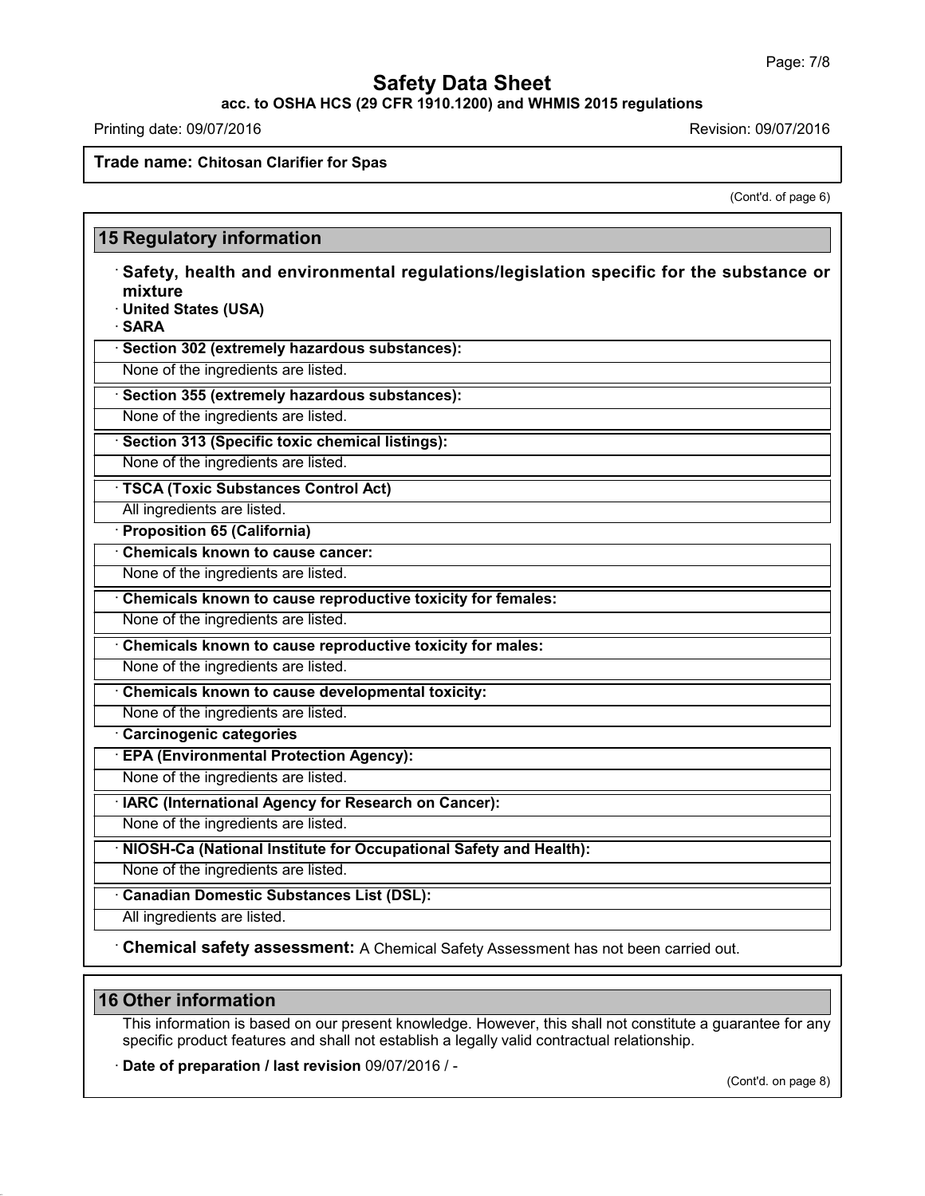**Trade name: Chitosan Clarifier for Spas**

(Cont'd. of page 6)

## 15 Regulatory information

· **Safety, health and environmental regulations/legislation specific for the substance or mixture**

· **United States (USA)**

· **SARA**

· **Section 302 (extremely hazardous substances):**

None of the ingredients are listed.

· **Section 355 (extremely hazardous substances):**

None of the ingredients are listed.

· **Section 313 (Specific toxic chemical listings):**

None of the ingredients are listed.

· **TSCA (Toxic Substances Control Act)**

All ingredients are listed.

· **Proposition 65 (California)**

· **Chemicals known to cause cancer:**

None of the ingredients are listed.

· **Chemicals known to cause reproductive toxicity for females:**

None of the ingredients are listed.

· **Chemicals known to cause reproductive toxicity for males:**

None of the ingredients are listed.

· **Chemicals known to cause developmental toxicity:**

None of the ingredients are listed.

· **Carcinogenic categories**

· **EPA (Environmental Protection Agency):**

None of the ingredients are listed.

· **IARC (International Agency for Research on Cancer):**

None of the ingredients are listed.

· **NIOSH-Ca (National Institute for Occupational Safety and Health):**

None of the ingredients are listed.

· **Canadian Domestic Substances List (DSL):**

All ingredients are listed.

· **Chemical safety assessment:** A Chemical Safety Assessment has not been carried out.

## 16 Other information

This information is based on our present knowledge. However, this shall not constitute a guarantee for any specific product features and shall not establish a legally valid contractual relationship.

· **Date of preparation / last revision** 09/07/2016 / -

(Cont'd. on page 8)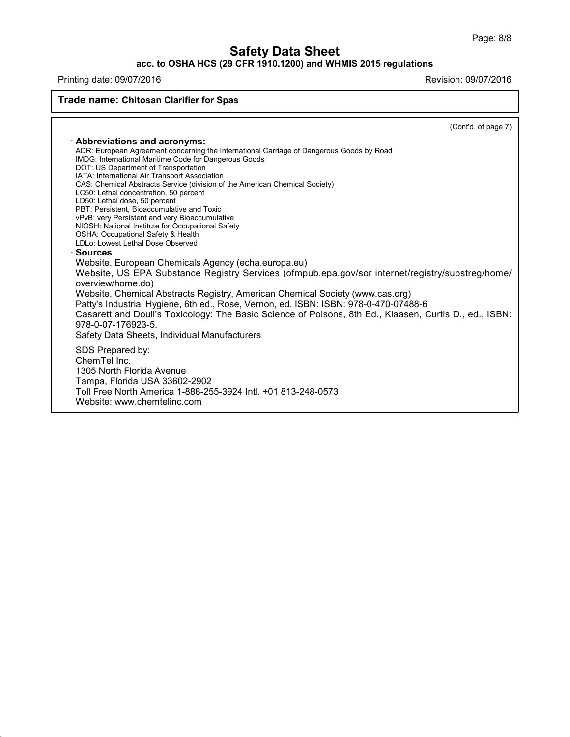# Safety Data Sheet

**acc. to OSHA HCS (29 CFR 1910.1200) and WHMIS 2015 regulations**

Printing date: 09/07/2016 Revision: 09/07/2016

**Trade name: Chitosan Clarifier for Spas**

(Cont'd. of page 7)

· **Abbreviations and acronyms:**

ADR: European Agreement concerning the International Carriage of Dangerous Goods by Road
IMDG: International Maritime Code for Dangerous Goods
DOT: US Department of Transportation
IATA: International Air Transport Association
CAS: Chemical Abstracts Service (division of the American Chemical Society)
LC50: Lethal concentration, 50 percent
LD50: Lethal dose, 50 percent
PBT: Persistent, Bioaccumulative and Toxic
vPvB: very Persistent and very Bioaccumulative
NIOSH: National Institute for Occupational Safety
OSHA: Occupational Safety & Health
LDLo: Lowest Lethal Dose Observed

· **Sources**

Website, European Chemicals Agency (echa.europa.eu)
Website, US EPA Substance Registry Services (ofmpub.epa.gov/sor internet/registry/substreg/home/overview/home.do)
Website, Chemical Abstracts Registry, American Chemical Society (www.cas.org)
Patty's Industrial Hygiene, 6th ed., Rose, Vernon, ed. ISBN: ISBN: 978-0-470-07488-6
Casarett and Doull's Toxicology: The Basic Science of Poisons, 8th Ed., Klaasen, Curtis D., ed., ISBN: 978-0-07-176923-5.
Safety Data Sheets, Individual Manufacturers

SDS Prepared by:
ChemTel Inc.
1305 North Florida Avenue
Tampa, Florida USA 33602-2902
Toll Free North America 1-888-255-3924 Intl. +01 813-248-0573
Website: www.chemtelinc.com